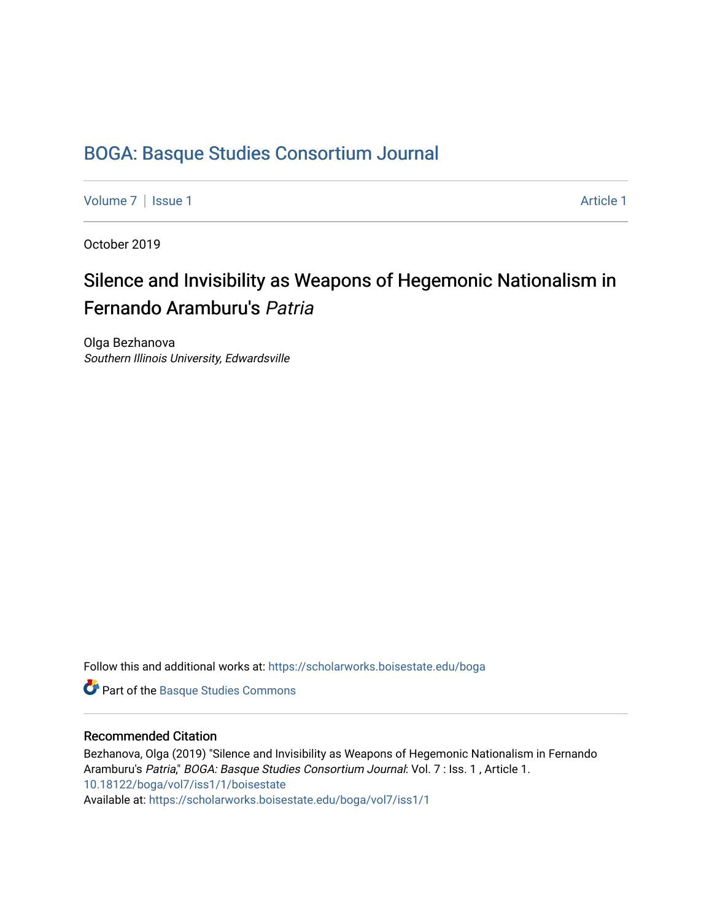# BOGA: Basque Studies Consortium Journal

Volume 7 | Issue 1 Article 1

October 2019

## Silence and Invisibility as Weapons of Hegemonic Nationalism in Fernando Aramburu's *Patria*

Olga Bezhanova
*Southern Illinois University, Edwardsville*

Follow this and additional works at: https://scholarworks.boisestate.edu/boga

Part of the Basque Studies Commons

### Recommended Citation

Bezhanova, Olga (2019) "Silence and Invisibility as Weapons of Hegemonic Nationalism in Fernando Aramburu's *Patria*," *BOGA: Basque Studies Consortium Journal*: Vol. 7 : Iss. 1 , Article 1.
10.18122/boga/vol7/iss1/1/boisestate
Available at: https://scholarworks.boisestate.edu/boga/vol7/iss1/1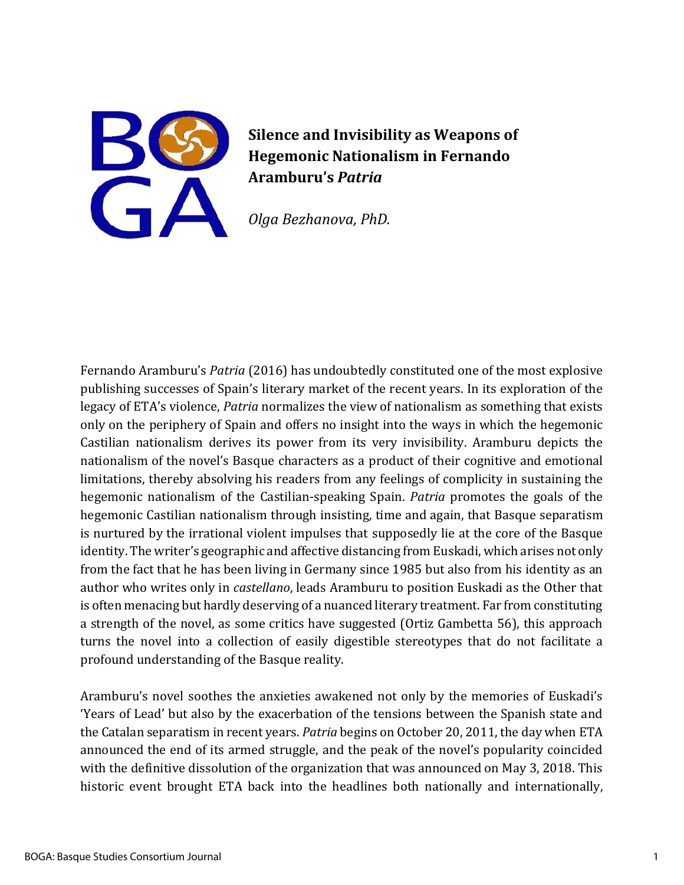# Silence and Invisibility as Weapons of Hegemonic Nationalism in Fernando Aramburu's *Patria*

*Olga Bezhanova, PhD.*

Fernando Aramburu's *Patria* (2016) has undoubtedly constituted one of the most explosive publishing successes of Spain's literary market of the recent years. In its exploration of the legacy of ETA's violence, *Patria* normalizes the view of nationalism as something that exists only on the periphery of Spain and offers no insight into the ways in which the hegemonic Castilian nationalism derives its power from its very invisibility. Aramburu depicts the nationalism of the novel's Basque characters as a product of their cognitive and emotional limitations, thereby absolving his readers from any feelings of complicity in sustaining the hegemonic nationalism of the Castilian-speaking Spain. *Patria* promotes the goals of the hegemonic Castilian nationalism through insisting, time and again, that Basque separatism is nurtured by the irrational violent impulses that supposedly lie at the core of the Basque identity. The writer's geographic and affective distancing from Euskadi, which arises not only from the fact that he has been living in Germany since 1985 but also from his identity as an author who writes only in *castellano*, leads Aramburu to position Euskadi as the Other that is often menacing but hardly deserving of a nuanced literary treatment. Far from constituting a strength of the novel, as some critics have suggested (Ortiz Gambetta 56), this approach turns the novel into a collection of easily digestible stereotypes that do not facilitate a profound understanding of the Basque reality.

Aramburu's novel soothes the anxieties awakened not only by the memories of Euskadi's 'Years of Lead' but also by the exacerbation of the tensions between the Spanish state and the Catalan separatism in recent years. *Patria* begins on October 20, 2011, the day when ETA announced the end of its armed struggle, and the peak of the novel's popularity coincided with the definitive dissolution of the organization that was announced on May 3, 2018. This historic event brought ETA back into the headlines both nationally and internationally,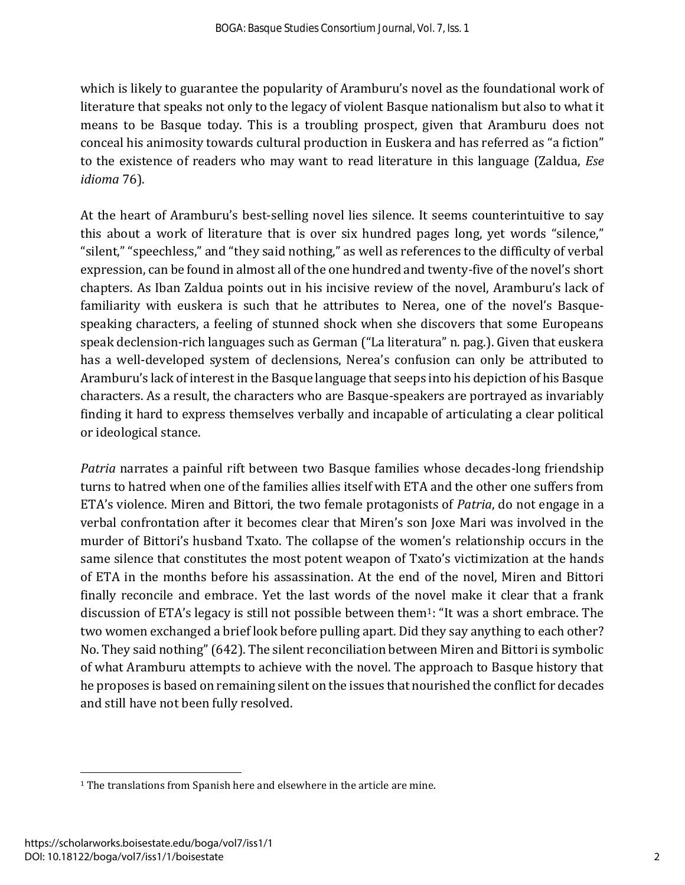which is likely to guarantee the popularity of Aramburu's novel as the foundational work of literature that speaks not only to the legacy of violent Basque nationalism but also to what it means to be Basque today. This is a troubling prospect, given that Aramburu does not conceal his animosity towards cultural production in Euskera and has referred as "a fiction" to the existence of readers who may want to read literature in this language (Zaldua, *Ese idioma* 76).

At the heart of Aramburu's best-selling novel lies silence. It seems counterintuitive to say this about a work of literature that is over six hundred pages long, yet words "silence," "silent," "speechless," and "they said nothing," as well as references to the difficulty of verbal expression, can be found in almost all of the one hundred and twenty-five of the novel's short chapters. As Iban Zaldua points out in his incisive review of the novel, Aramburu's lack of familiarity with euskera is such that he attributes to Nerea, one of the novel's Basque-speaking characters, a feeling of stunned shock when she discovers that some Europeans speak declension-rich languages such as German ("La literatura" n. pag.). Given that euskera has a well-developed system of declensions, Nerea's confusion can only be attributed to Aramburu's lack of interest in the Basque language that seeps into his depiction of his Basque characters. As a result, the characters who are Basque-speakers are portrayed as invariably finding it hard to express themselves verbally and incapable of articulating a clear political or ideological stance.

*Patria* narrates a painful rift between two Basque families whose decades-long friendship turns to hatred when one of the families allies itself with ETA and the other one suffers from ETA's violence. Miren and Bittori, the two female protagonists of *Patria*, do not engage in a verbal confrontation after it becomes clear that Miren's son Joxe Mari was involved in the murder of Bittori's husband Txato. The collapse of the women's relationship occurs in the same silence that constitutes the most potent weapon of Txato's victimization at the hands of ETA in the months before his assassination. At the end of the novel, Miren and Bittori finally reconcile and embrace. Yet the last words of the novel make it clear that a frank discussion of ETA's legacy is still not possible between them[1]: "It was a short embrace. The two women exchanged a brief look before pulling apart. Did they say anything to each other? No. They said nothing" (642). The silent reconciliation between Miren and Bittori is symbolic of what Aramburu attempts to achieve with the novel. The approach to Basque history that he proposes is based on remaining silent on the issues that nourished the conflict for decades and still have not been fully resolved.

[1] The translations from Spanish here and elsewhere in the article are mine.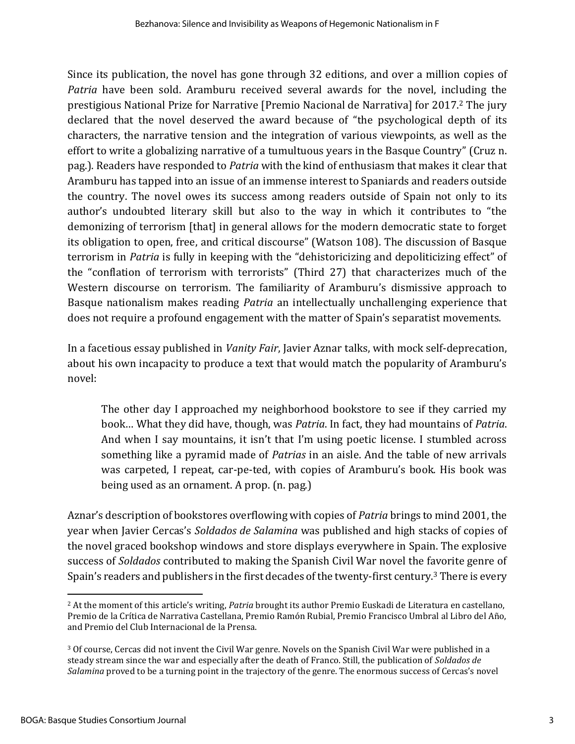Since its publication, the novel has gone through 32 editions, and over a million copies of *Patria* have been sold. Aramburu received several awards for the novel, including the prestigious National Prize for Narrative [Premio Nacional de Narrativa] for 2017.[2] The jury declared that the novel deserved the award because of "the psychological depth of its characters, the narrative tension and the integration of various viewpoints, as well as the effort to write a globalizing narrative of a tumultuous years in the Basque Country" (Cruz n. pag.). Readers have responded to *Patria* with the kind of enthusiasm that makes it clear that Aramburu has tapped into an issue of an immense interest to Spaniards and readers outside the country. The novel owes its success among readers outside of Spain not only to its author's undoubted literary skill but also to the way in which it contributes to "the demonizing of terrorism [that] in general allows for the modern democratic state to forget its obligation to open, free, and critical discourse" (Watson 108). The discussion of Basque terrorism in *Patria* is fully in keeping with the "dehistoricizing and depoliticizing effect" of the "conflation of terrorism with terrorists" (Third 27) that characterizes much of the Western discourse on terrorism. The familiarity of Aramburu's dismissive approach to Basque nationalism makes reading *Patria* an intellectually unchallenging experience that does not require a profound engagement with the matter of Spain's separatist movements.

In a facetious essay published in *Vanity Fair*, Javier Aznar talks, with mock self-deprecation, about his own incapacity to produce a text that would match the popularity of Aramburu's novel:

> The other day I approached my neighborhood bookstore to see if they carried my book… What they did have, though, was *Patria*. In fact, they had mountains of *Patria*. And when I say mountains, it isn't that I'm using poetic license. I stumbled across something like a pyramid made of *Patrias* in an aisle. And the table of new arrivals was carpeted, I repeat, car-pe-ted, with copies of Aramburu's book. His book was being used as an ornament. A prop. (n. pag.)

Aznar's description of bookstores overflowing with copies of *Patria* brings to mind 2001, the year when Javier Cercas's *Soldados de Salamina* was published and high stacks of copies of the novel graced bookshop windows and store displays everywhere in Spain. The explosive success of *Soldados* contributed to making the Spanish Civil War novel the favorite genre of Spain's readers and publishers in the first decades of the twenty-first century.[3] There is every

---

[2] At the moment of this article's writing, *Patria* brought its author Premio Euskadi de Literatura en castellano, Premio de la Crítica de Narrativa Castellana, Premio Ramón Rubial, Premio Francisco Umbral al Libro del Año, and Premio del Club Internacional de la Prensa.

[3] Of course, Cercas did not invent the Civil War genre. Novels on the Spanish Civil War were published in a steady stream since the war and especially after the death of Franco. Still, the publication of *Soldados de Salamina* proved to be a turning point in the trajectory of the genre. The enormous success of Cercas's novel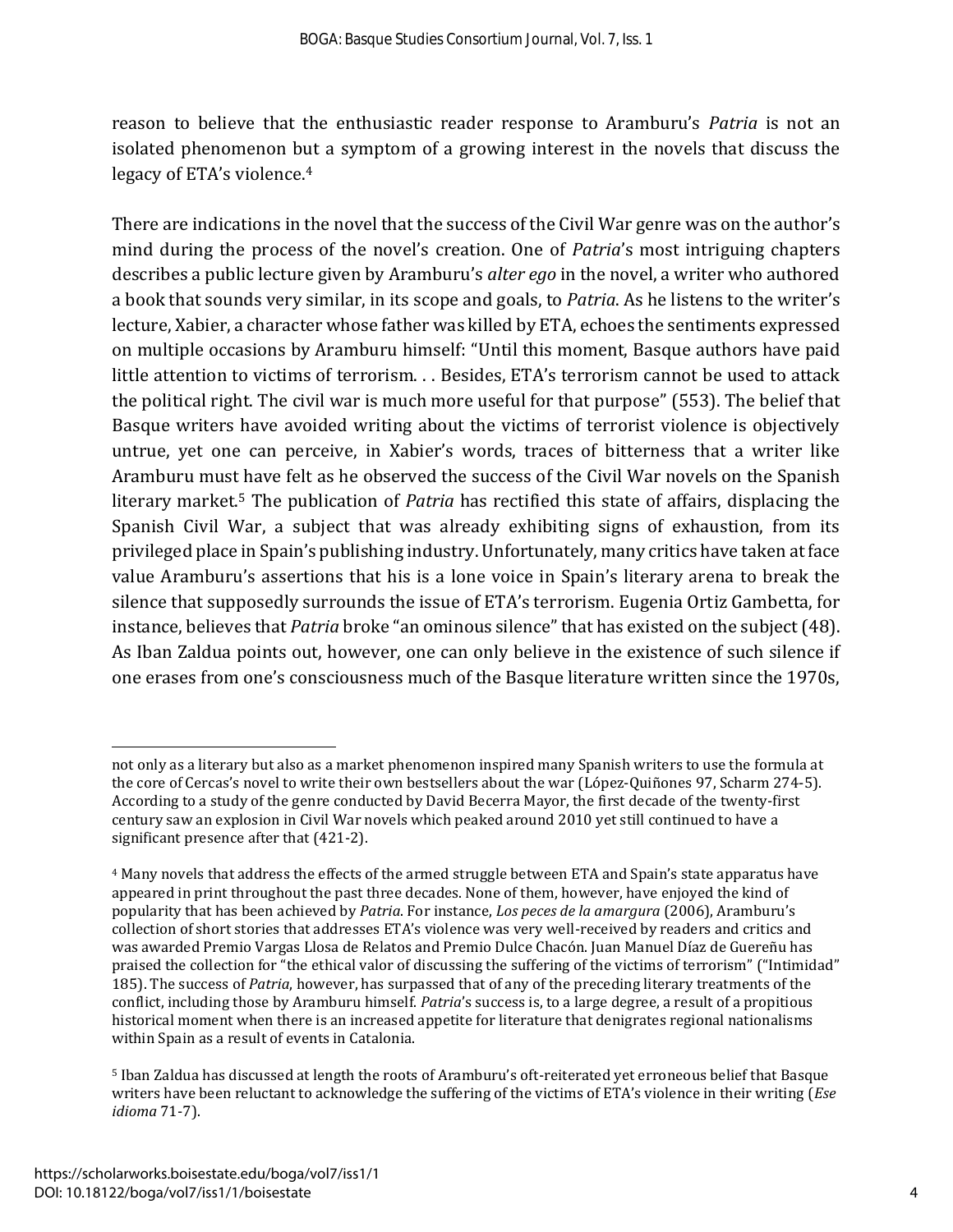reason to believe that the enthusiastic reader response to Aramburu's *Patria* is not an isolated phenomenon but a symptom of a growing interest in the novels that discuss the legacy of ETA's violence.[4]

There are indications in the novel that the success of the Civil War genre was on the author's mind during the process of the novel's creation. One of *Patria*'s most intriguing chapters describes a public lecture given by Aramburu's *alter ego* in the novel, a writer who authored a book that sounds very similar, in its scope and goals, to *Patria*. As he listens to the writer's lecture, Xabier, a character whose father was killed by ETA, echoes the sentiments expressed on multiple occasions by Aramburu himself: "Until this moment, Basque authors have paid little attention to victims of terrorism. . . Besides, ETA's terrorism cannot be used to attack the political right. The civil war is much more useful for that purpose" (553). The belief that Basque writers have avoided writing about the victims of terrorist violence is objectively untrue, yet one can perceive, in Xabier's words, traces of bitterness that a writer like Aramburu must have felt as he observed the success of the Civil War novels on the Spanish literary market.[5] The publication of *Patria* has rectified this state of affairs, displacing the Spanish Civil War, a subject that was already exhibiting signs of exhaustion, from its privileged place in Spain's publishing industry. Unfortunately, many critics have taken at face value Aramburu's assertions that his is a lone voice in Spain's literary arena to break the silence that supposedly surrounds the issue of ETA's terrorism. Eugenia Ortiz Gambetta, for instance, believes that *Patria* broke "an ominous silence" that has existed on the subject (48). As Iban Zaldua points out, however, one can only believe in the existence of such silence if one erases from one's consciousness much of the Basque literature written since the 1970s,

---

not only as a literary but also as a market phenomenon inspired many Spanish writers to use the formula at the core of Cercas's novel to write their own bestsellers about the war (López-Quiñones 97, Scharm 274-5). According to a study of the genre conducted by David Becerra Mayor, the first decade of the twenty-first century saw an explosion in Civil War novels which peaked around 2010 yet still continued to have a significant presence after that (421-2).

[4] Many novels that address the effects of the armed struggle between ETA and Spain's state apparatus have appeared in print throughout the past three decades. None of them, however, have enjoyed the kind of popularity that has been achieved by *Patria*. For instance, *Los peces de la amargura* (2006), Aramburu's collection of short stories that addresses ETA's violence was very well-received by readers and critics and was awarded Premio Vargas Llosa de Relatos and Premio Dulce Chacón. Juan Manuel Díaz de Guereñu has praised the collection for "the ethical valor of discussing the suffering of the victims of terrorism" ("Intimidad" 185). The success of *Patria*, however, has surpassed that of any of the preceding literary treatments of the conflict, including those by Aramburu himself. *Patria*'s success is, to a large degree, a result of a propitious historical moment when there is an increased appetite for literature that denigrates regional nationalisms within Spain as a result of events in Catalonia.

[5] Iban Zaldua has discussed at length the roots of Aramburu's oft-reiterated yet erroneous belief that Basque writers have been reluctant to acknowledge the suffering of the victims of ETA's violence in their writing (*Ese idioma* 71-7).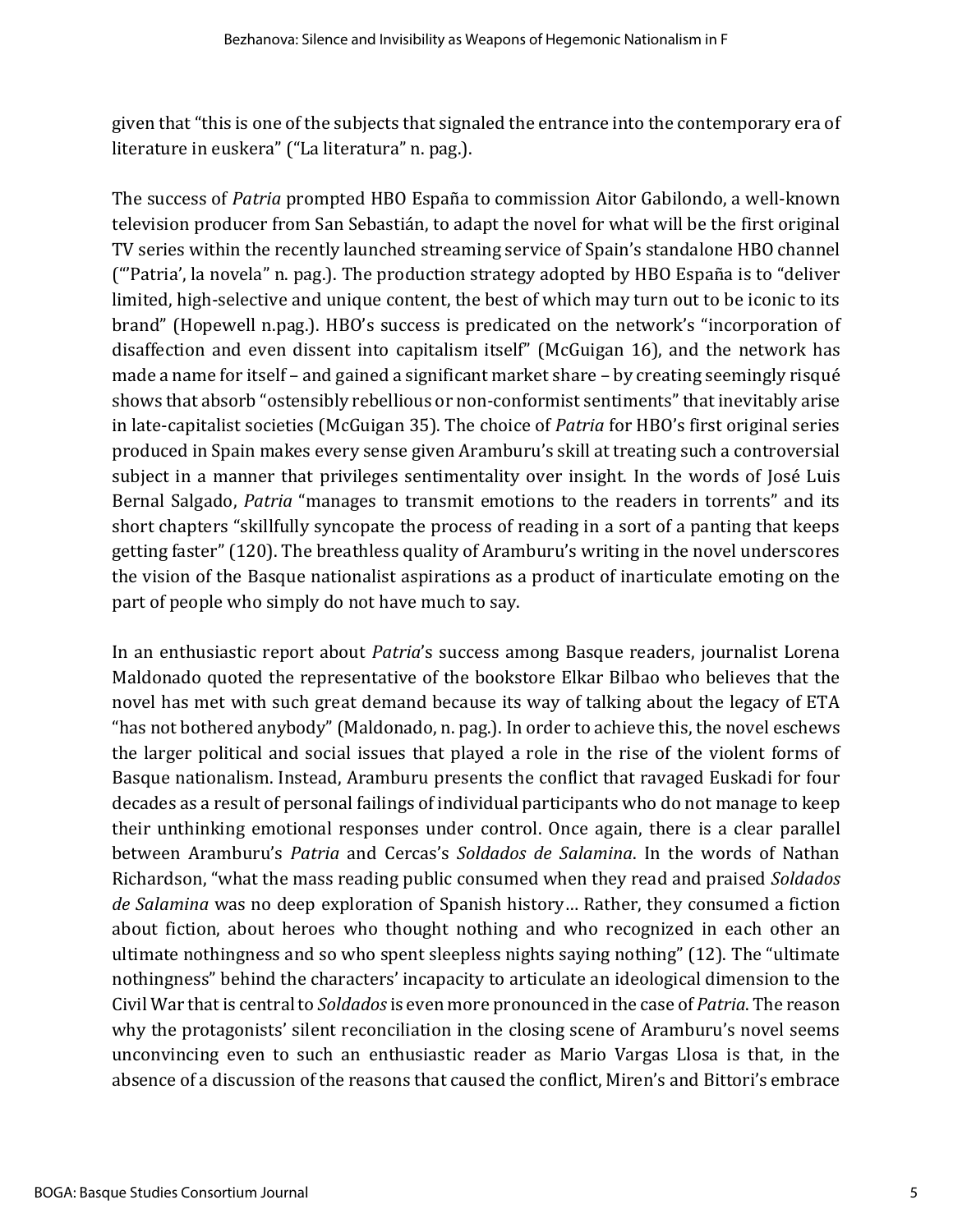given that "this is one of the subjects that signaled the entrance into the contemporary era of literature in euskera" ("La literatura" n. pag.).

The success of *Patria* prompted HBO España to commission Aitor Gabilondo, a well-known television producer from San Sebastián, to adapt the novel for what will be the first original TV series within the recently launched streaming service of Spain's standalone HBO channel ("'Patria', la novela" n. pag.). The production strategy adopted by HBO España is to "deliver limited, high-selective and unique content, the best of which may turn out to be iconic to its brand" (Hopewell n.pag.). HBO's success is predicated on the network's "incorporation of disaffection and even dissent into capitalism itself" (McGuigan 16), and the network has made a name for itself – and gained a significant market share – by creating seemingly risqué shows that absorb "ostensibly rebellious or non-conformist sentiments" that inevitably arise in late-capitalist societies (McGuigan 35). The choice of *Patria* for HBO's first original series produced in Spain makes every sense given Aramburu's skill at treating such a controversial subject in a manner that privileges sentimentality over insight. In the words of José Luis Bernal Salgado, *Patria* "manages to transmit emotions to the readers in torrents" and its short chapters "skillfully syncopate the process of reading in a sort of a panting that keeps getting faster" (120). The breathless quality of Aramburu's writing in the novel underscores the vision of the Basque nationalist aspirations as a product of inarticulate emoting on the part of people who simply do not have much to say.

In an enthusiastic report about *Patria*'s success among Basque readers, journalist Lorena Maldonado quoted the representative of the bookstore Elkar Bilbao who believes that the novel has met with such great demand because its way of talking about the legacy of ETA "has not bothered anybody" (Maldonado, n. pag.). In order to achieve this, the novel eschews the larger political and social issues that played a role in the rise of the violent forms of Basque nationalism. Instead, Aramburu presents the conflict that ravaged Euskadi for four decades as a result of personal failings of individual participants who do not manage to keep their unthinking emotional responses under control. Once again, there is a clear parallel between Aramburu's *Patria* and Cercas's *Soldados de Salamina*. In the words of Nathan Richardson, "what the mass reading public consumed when they read and praised *Soldados de Salamina* was no deep exploration of Spanish history… Rather, they consumed a fiction about fiction, about heroes who thought nothing and who recognized in each other an ultimate nothingness and so who spent sleepless nights saying nothing" (12). The "ultimate nothingness" behind the characters' incapacity to articulate an ideological dimension to the Civil War that is central to *Soldados* is even more pronounced in the case of *Patria*. The reason why the protagonists' silent reconciliation in the closing scene of Aramburu's novel seems unconvincing even to such an enthusiastic reader as Mario Vargas Llosa is that, in the absence of a discussion of the reasons that caused the conflict, Miren's and Bittori's embrace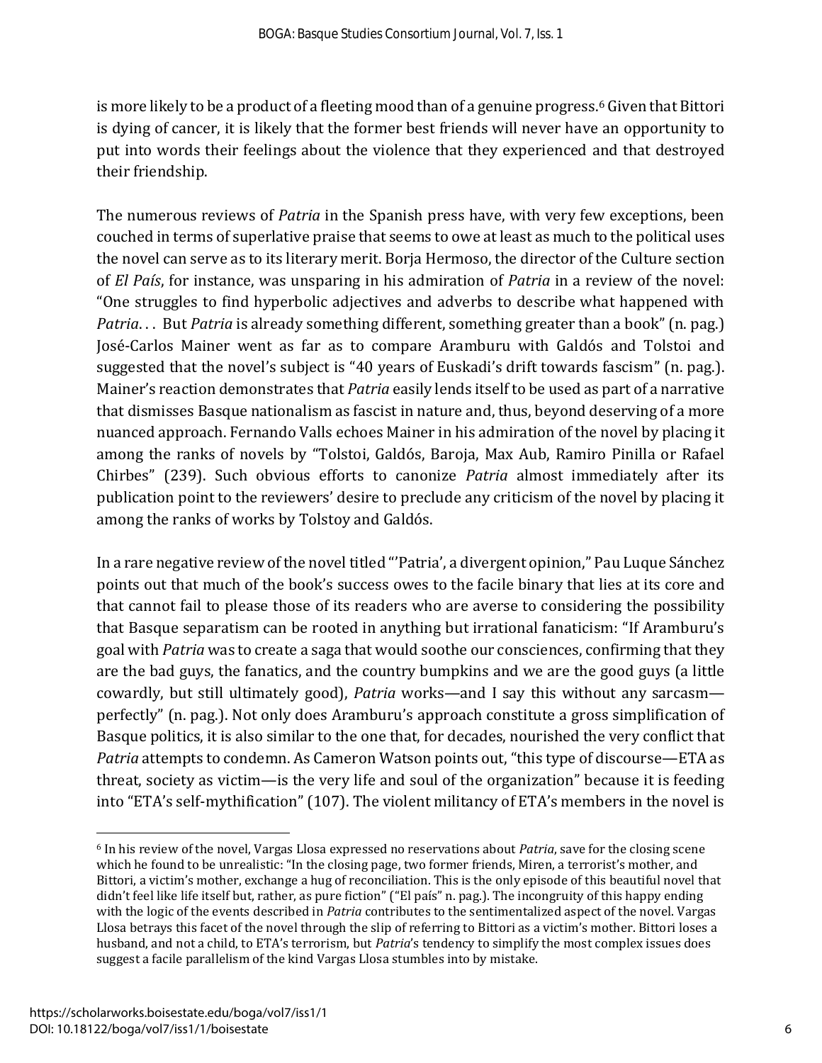is more likely to be a product of a fleeting mood than of a genuine progress.[6] Given that Bittori is dying of cancer, it is likely that the former best friends will never have an opportunity to put into words their feelings about the violence that they experienced and that destroyed their friendship.

The numerous reviews of *Patria* in the Spanish press have, with very few exceptions, been couched in terms of superlative praise that seems to owe at least as much to the political uses the novel can serve as to its literary merit. Borja Hermoso, the director of the Culture section of *El País*, for instance, was unsparing in his admiration of *Patria* in a review of the novel: "One struggles to find hyperbolic adjectives and adverbs to describe what happened with *Patria*. . . But *Patria* is already something different, something greater than a book" (n. pag.) José-Carlos Mainer went as far as to compare Aramburu with Galdós and Tolstoi and suggested that the novel's subject is "40 years of Euskadi's drift towards fascism" (n. pag.). Mainer's reaction demonstrates that *Patria* easily lends itself to be used as part of a narrative that dismisses Basque nationalism as fascist in nature and, thus, beyond deserving of a more nuanced approach. Fernando Valls echoes Mainer in his admiration of the novel by placing it among the ranks of novels by "Tolstoi, Galdós, Baroja, Max Aub, Ramiro Pinilla or Rafael Chirbes" (239). Such obvious efforts to canonize *Patria* almost immediately after its publication point to the reviewers' desire to preclude any criticism of the novel by placing it among the ranks of works by Tolstoy and Galdós.

In a rare negative review of the novel titled "'Patria', a divergent opinion," Pau Luque Sánchez points out that much of the book's success owes to the facile binary that lies at its core and that cannot fail to please those of its readers who are averse to considering the possibility that Basque separatism can be rooted in anything but irrational fanaticism: "If Aramburu's goal with *Patria* was to create a saga that would soothe our consciences, confirming that they are the bad guys, the fanatics, and the country bumpkins and we are the good guys (a little cowardly, but still ultimately good), *Patria* works—and I say this without any sarcasm—perfectly" (n. pag.). Not only does Aramburu's approach constitute a gross simplification of Basque politics, it is also similar to the one that, for decades, nourished the very conflict that *Patria* attempts to condemn. As Cameron Watson points out, "this type of discourse—ETA as threat, society as victim—is the very life and soul of the organization" because it is feeding into "ETA's self-mythification" (107). The violent militancy of ETA's members in the novel is

---

[6] In his review of the novel, Vargas Llosa expressed no reservations about *Patria*, save for the closing scene which he found to be unrealistic: "In the closing page, two former friends, Miren, a terrorist's mother, and Bittori, a victim's mother, exchange a hug of reconciliation. This is the only episode of this beautiful novel that didn't feel like life itself but, rather, as pure fiction" ("El país" n. pag.). The incongruity of this happy ending with the logic of the events described in *Patria* contributes to the sentimentalized aspect of the novel. Vargas Llosa betrays this facet of the novel through the slip of referring to Bittori as a victim's mother. Bittori loses a husband, and not a child, to ETA's terrorism, but *Patria*'s tendency to simplify the most complex issues does suggest a facile parallelism of the kind Vargas Llosa stumbles into by mistake.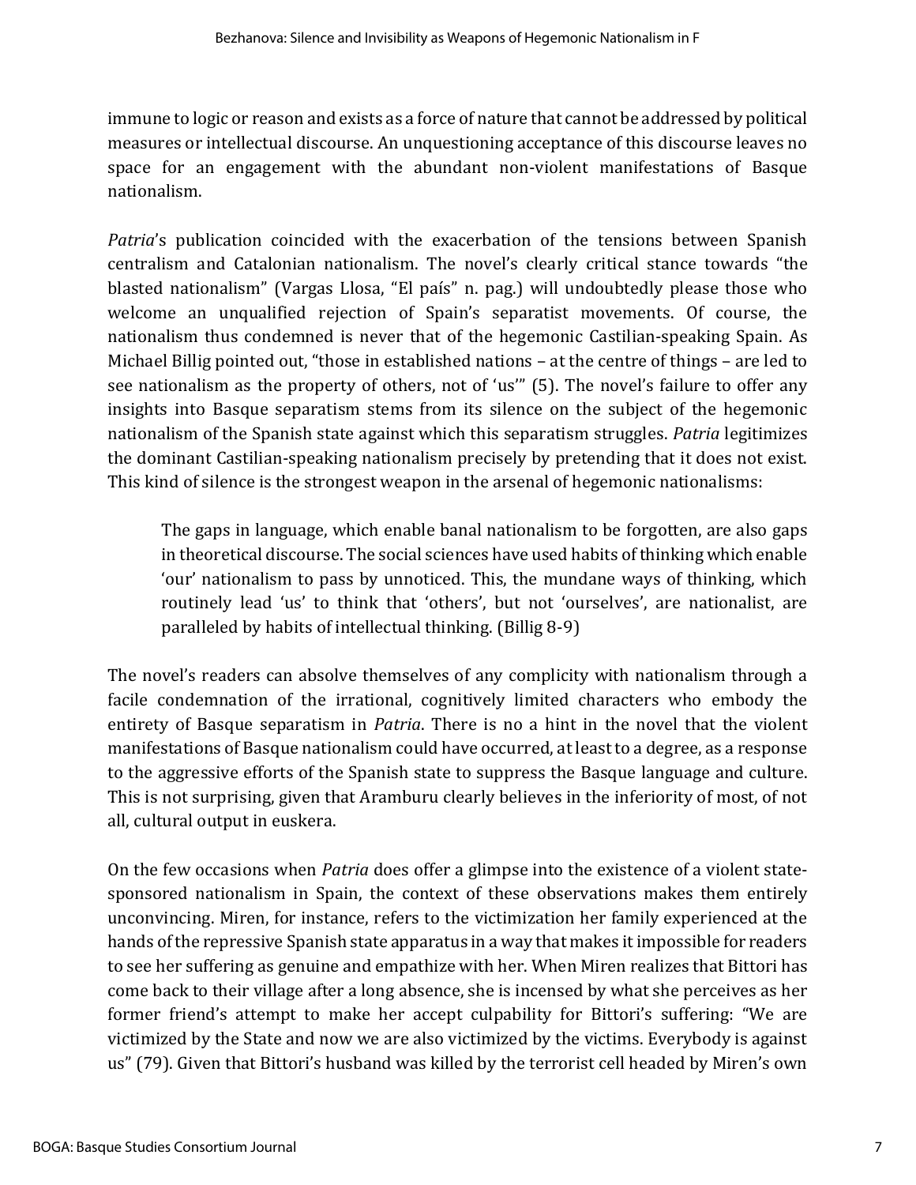immune to logic or reason and exists as a force of nature that cannot be addressed by political measures or intellectual discourse. An unquestioning acceptance of this discourse leaves no space for an engagement with the abundant non-violent manifestations of Basque nationalism.

*Patria*'s publication coincided with the exacerbation of the tensions between Spanish centralism and Catalonian nationalism. The novel's clearly critical stance towards "the blasted nationalism" (Vargas Llosa, "El país" n. pag.) will undoubtedly please those who welcome an unqualified rejection of Spain's separatist movements. Of course, the nationalism thus condemned is never that of the hegemonic Castilian-speaking Spain. As Michael Billig pointed out, "those in established nations – at the centre of things – are led to see nationalism as the property of others, not of 'us'" (5). The novel's failure to offer any insights into Basque separatism stems from its silence on the subject of the hegemonic nationalism of the Spanish state against which this separatism struggles. *Patria* legitimizes the dominant Castilian-speaking nationalism precisely by pretending that it does not exist. This kind of silence is the strongest weapon in the arsenal of hegemonic nationalisms:

> The gaps in language, which enable banal nationalism to be forgotten, are also gaps in theoretical discourse. The social sciences have used habits of thinking which enable 'our' nationalism to pass by unnoticed. This, the mundane ways of thinking, which routinely lead 'us' to think that 'others', but not 'ourselves', are nationalist, are paralleled by habits of intellectual thinking. (Billig 8-9)

The novel's readers can absolve themselves of any complicity with nationalism through a facile condemnation of the irrational, cognitively limited characters who embody the entirety of Basque separatism in *Patria*. There is no a hint in the novel that the violent manifestations of Basque nationalism could have occurred, at least to a degree, as a response to the aggressive efforts of the Spanish state to suppress the Basque language and culture. This is not surprising, given that Aramburu clearly believes in the inferiority of most, of not all, cultural output in euskera.

On the few occasions when *Patria* does offer a glimpse into the existence of a violent state-sponsored nationalism in Spain, the context of these observations makes them entirely unconvincing. Miren, for instance, refers to the victimization her family experienced at the hands of the repressive Spanish state apparatus in a way that makes it impossible for readers to see her suffering as genuine and empathize with her. When Miren realizes that Bittori has come back to their village after a long absence, she is incensed by what she perceives as her former friend's attempt to make her accept culpability for Bittori's suffering: "We are victimized by the State and now we are also victimized by the victims. Everybody is against us" (79). Given that Bittori's husband was killed by the terrorist cell headed by Miren's own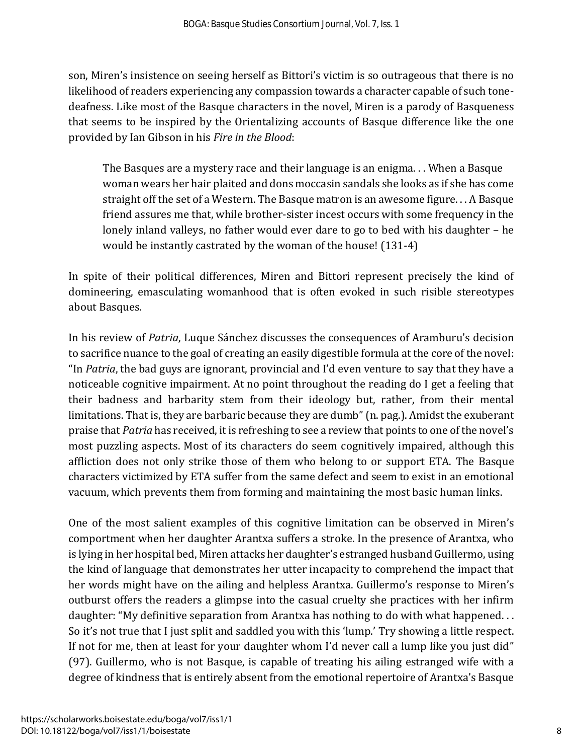son, Miren's insistence on seeing herself as Bittori's victim is so outrageous that there is no likelihood of readers experiencing any compassion towards a character capable of such tone-deafness. Like most of the Basque characters in the novel, Miren is a parody of Basqueness that seems to be inspired by the Orientalizing accounts of Basque difference like the one provided by Ian Gibson in his *Fire in the Blood*:

> The Basques are a mystery race and their language is an enigma. . . When a Basque woman wears her hair plaited and dons moccasin sandals she looks as if she has come straight off the set of a Western. The Basque matron is an awesome figure. . . A Basque friend assures me that, while brother-sister incest occurs with some frequency in the lonely inland valleys, no father would ever dare to go to bed with his daughter – he would be instantly castrated by the woman of the house! (131-4)

In spite of their political differences, Miren and Bittori represent precisely the kind of domineering, emasculating womanhood that is often evoked in such risible stereotypes about Basques.

In his review of *Patria*, Luque Sánchez discusses the consequences of Aramburu's decision to sacrifice nuance to the goal of creating an easily digestible formula at the core of the novel: "In *Patria*, the bad guys are ignorant, provincial and I'd even venture to say that they have a noticeable cognitive impairment. At no point throughout the reading do I get a feeling that their badness and barbarity stem from their ideology but, rather, from their mental limitations. That is, they are barbaric because they are dumb" (n. pag.). Amidst the exuberant praise that *Patria* has received, it is refreshing to see a review that points to one of the novel's most puzzling aspects. Most of its characters do seem cognitively impaired, although this affliction does not only strike those of them who belong to or support ETA. The Basque characters victimized by ETA suffer from the same defect and seem to exist in an emotional vacuum, which prevents them from forming and maintaining the most basic human links.

One of the most salient examples of this cognitive limitation can be observed in Miren's comportment when her daughter Arantxa suffers a stroke. In the presence of Arantxa, who is lying in her hospital bed, Miren attacks her daughter's estranged husband Guillermo, using the kind of language that demonstrates her utter incapacity to comprehend the impact that her words might have on the ailing and helpless Arantxa. Guillermo's response to Miren's outburst offers the readers a glimpse into the casual cruelty she practices with her infirm daughter: "My definitive separation from Arantxa has nothing to do with what happened. . . So it's not true that I just split and saddled you with this 'lump.' Try showing a little respect. If not for me, then at least for your daughter whom I'd never call a lump like you just did" (97). Guillermo, who is not Basque, is capable of treating his ailing estranged wife with a degree of kindness that is entirely absent from the emotional repertoire of Arantxa's Basque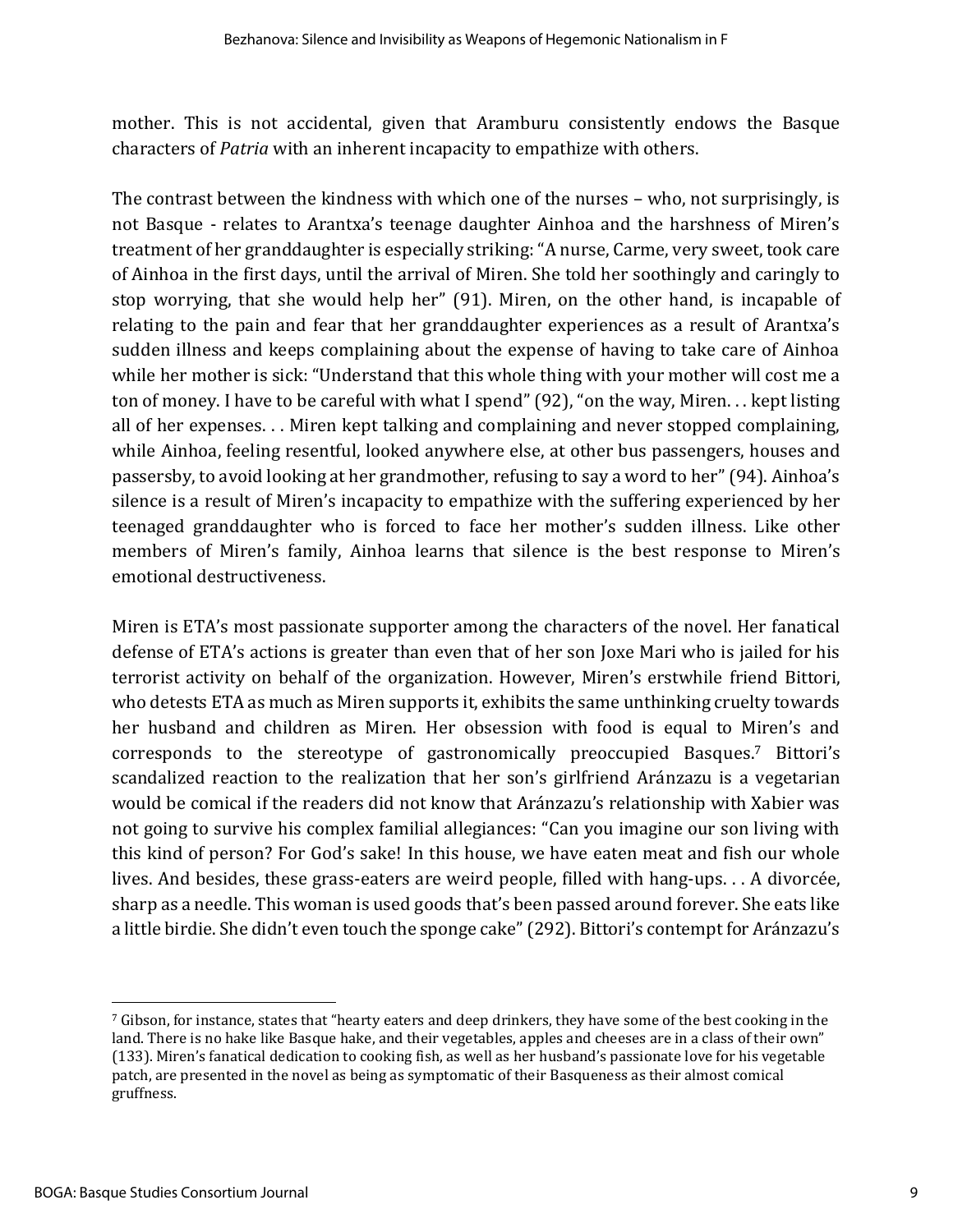mother. This is not accidental, given that Aramburu consistently endows the Basque characters of *Patria* with an inherent incapacity to empathize with others.

The contrast between the kindness with which one of the nurses – who, not surprisingly, is not Basque - relates to Arantxa's teenage daughter Ainhoa and the harshness of Miren's treatment of her granddaughter is especially striking: "A nurse, Carme, very sweet, took care of Ainhoa in the first days, until the arrival of Miren. She told her soothingly and caringly to stop worrying, that she would help her" (91). Miren, on the other hand, is incapable of relating to the pain and fear that her granddaughter experiences as a result of Arantxa's sudden illness and keeps complaining about the expense of having to take care of Ainhoa while her mother is sick: "Understand that this whole thing with your mother will cost me a ton of money. I have to be careful with what I spend" (92), "on the way, Miren. . . kept listing all of her expenses. . . Miren kept talking and complaining and never stopped complaining, while Ainhoa, feeling resentful, looked anywhere else, at other bus passengers, houses and passersby, to avoid looking at her grandmother, refusing to say a word to her" (94). Ainhoa's silence is a result of Miren's incapacity to empathize with the suffering experienced by her teenaged granddaughter who is forced to face her mother's sudden illness. Like other members of Miren's family, Ainhoa learns that silence is the best response to Miren's emotional destructiveness.

Miren is ETA's most passionate supporter among the characters of the novel. Her fanatical defense of ETA's actions is greater than even that of her son Joxe Mari who is jailed for his terrorist activity on behalf of the organization. However, Miren's erstwhile friend Bittori, who detests ETA as much as Miren supports it, exhibits the same unthinking cruelty towards her husband and children as Miren. Her obsession with food is equal to Miren's and corresponds to the stereotype of gastronomically preoccupied Basques.[7] Bittori's scandalized reaction to the realization that her son's girlfriend Aránzazu is a vegetarian would be comical if the readers did not know that Aránzazu's relationship with Xabier was not going to survive his complex familial allegiances: "Can you imagine our son living with this kind of person? For God's sake! In this house, we have eaten meat and fish our whole lives. And besides, these grass-eaters are weird people, filled with hang-ups. . . A divorcée, sharp as a needle. This woman is used goods that's been passed around forever. She eats like a little birdie. She didn't even touch the sponge cake" (292). Bittori's contempt for Aránzazu's

---

[7] Gibson, for instance, states that "hearty eaters and deep drinkers, they have some of the best cooking in the land. There is no hake like Basque hake, and their vegetables, apples and cheeses are in a class of their own" (133). Miren's fanatical dedication to cooking fish, as well as her husband's passionate love for his vegetable patch, are presented in the novel as being as symptomatic of their Basqueness as their almost comical gruffness.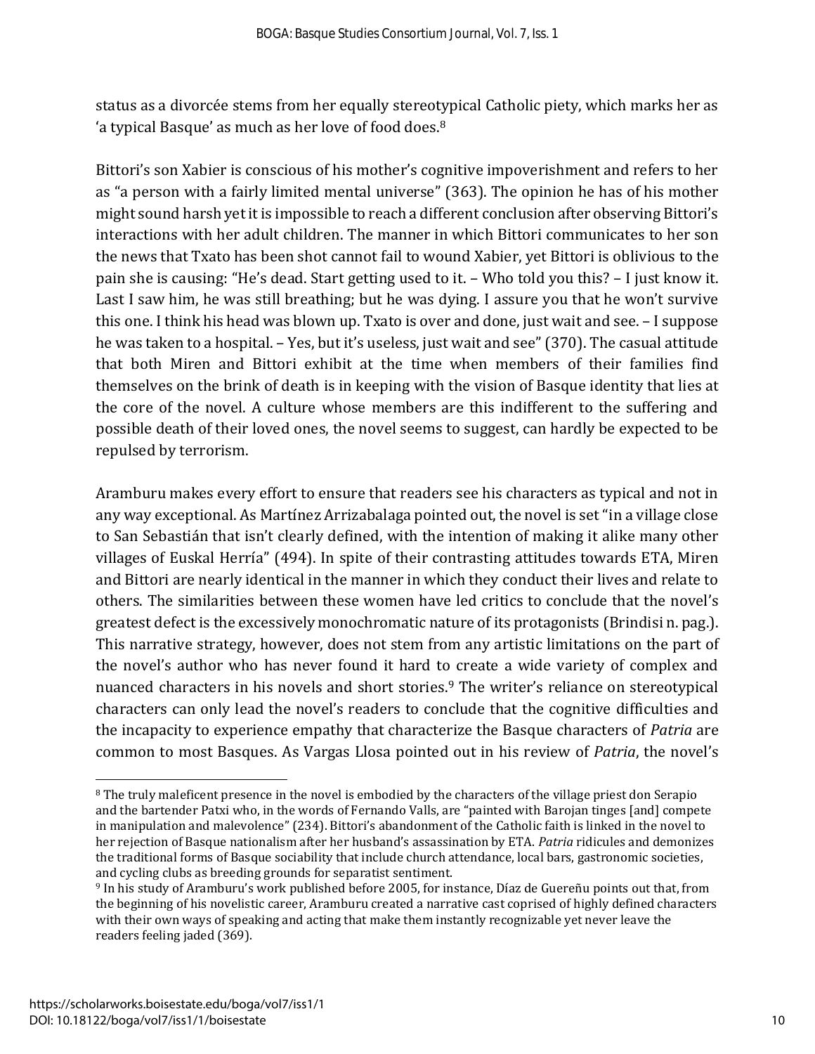status as a divorcée stems from her equally stereotypical Catholic piety, which marks her as 'a typical Basque' as much as her love of food does.[8]

Bittori's son Xabier is conscious of his mother's cognitive impoverishment and refers to her as "a person with a fairly limited mental universe" (363). The opinion he has of his mother might sound harsh yet it is impossible to reach a different conclusion after observing Bittori's interactions with her adult children. The manner in which Bittori communicates to her son the news that Txato has been shot cannot fail to wound Xabier, yet Bittori is oblivious to the pain she is causing: "He's dead. Start getting used to it. – Who told you this? – I just know it. Last I saw him, he was still breathing; but he was dying. I assure you that he won't survive this one. I think his head was blown up. Txato is over and done, just wait and see. – I suppose he was taken to a hospital. – Yes, but it's useless, just wait and see" (370). The casual attitude that both Miren and Bittori exhibit at the time when members of their families find themselves on the brink of death is in keeping with the vision of Basque identity that lies at the core of the novel. A culture whose members are this indifferent to the suffering and possible death of their loved ones, the novel seems to suggest, can hardly be expected to be repulsed by terrorism.

Aramburu makes every effort to ensure that readers see his characters as typical and not in any way exceptional. As Martínez Arrizabalaga pointed out, the novel is set "in a village close to San Sebastián that isn't clearly defined, with the intention of making it alike many other villages of Euskal Herría" (494). In spite of their contrasting attitudes towards ETA, Miren and Bittori are nearly identical in the manner in which they conduct their lives and relate to others. The similarities between these women have led critics to conclude that the novel's greatest defect is the excessively monochromatic nature of its protagonists (Brindisi n. pag.). This narrative strategy, however, does not stem from any artistic limitations on the part of the novel's author who has never found it hard to create a wide variety of complex and nuanced characters in his novels and short stories.[9] The writer's reliance on stereotypical characters can only lead the novel's readers to conclude that the cognitive difficulties and the incapacity to experience empathy that characterize the Basque characters of *Patria* are common to most Basques. As Vargas Llosa pointed out in his review of *Patria*, the novel's

---

[8] The truly maleficent presence in the novel is embodied by the characters of the village priest don Serapio and the bartender Patxi who, in the words of Fernando Valls, are "painted with Barojan tinges [and] compete in manipulation and malevolence" (234). Bittori's abandonment of the Catholic faith is linked in the novel to her rejection of Basque nationalism after her husband's assassination by ETA. *Patria* ridicules and demonizes the traditional forms of Basque sociability that include church attendance, local bars, gastronomic societies, and cycling clubs as breeding grounds for separatist sentiment.

[9] In his study of Aramburu's work published before 2005, for instance, Díaz de Guereñu points out that, from the beginning of his novelistic career, Aramburu created a narrative cast coprised of highly defined characters with their own ways of speaking and acting that make them instantly recognizable yet never leave the readers feeling jaded (369).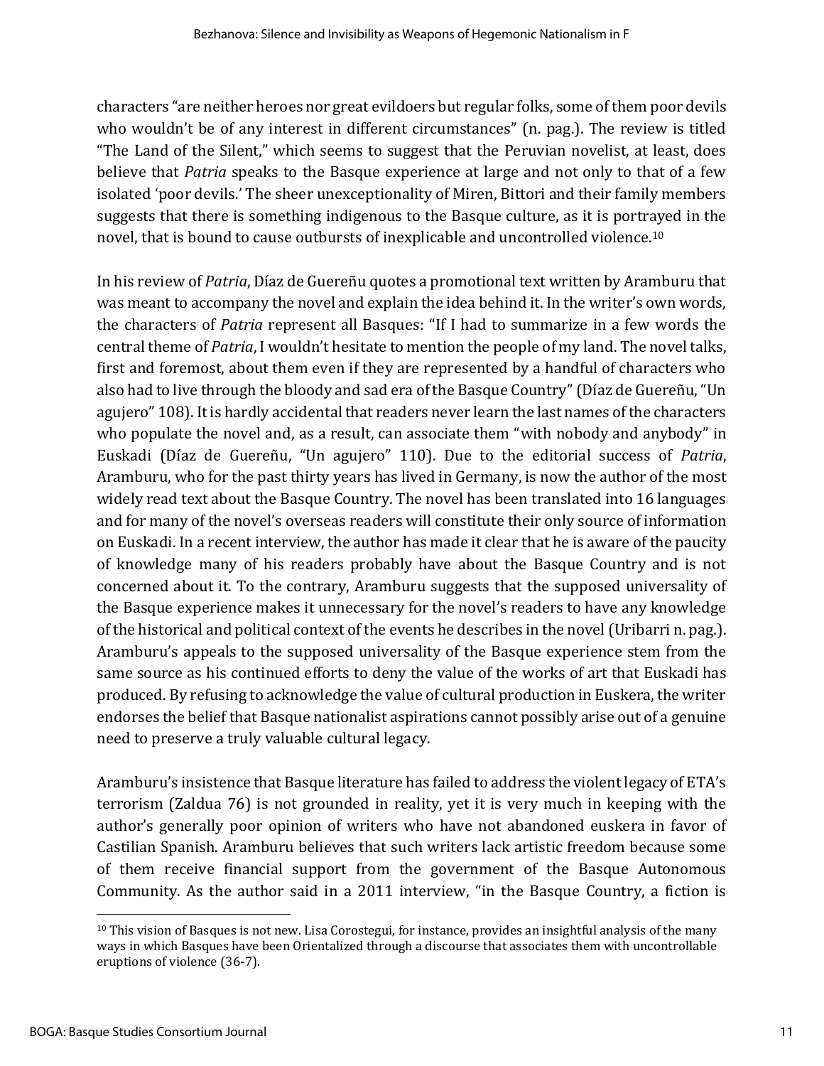characters "are neither heroes nor great evildoers but regular folks, some of them poor devils who wouldn't be of any interest in different circumstances" (n. pag.). The review is titled "The Land of the Silent," which seems to suggest that the Peruvian novelist, at least, does believe that *Patria* speaks to the Basque experience at large and not only to that of a few isolated 'poor devils.' The sheer unexceptionality of Miren, Bittori and their family members suggests that there is something indigenous to the Basque culture, as it is portrayed in the novel, that is bound to cause outbursts of inexplicable and uncontrolled violence.[10]

In his review of *Patria*, Díaz de Guereñu quotes a promotional text written by Aramburu that was meant to accompany the novel and explain the idea behind it. In the writer's own words, the characters of *Patria* represent all Basques: "If I had to summarize in a few words the central theme of *Patria*, I wouldn't hesitate to mention the people of my land. The novel talks, first and foremost, about them even if they are represented by a handful of characters who also had to live through the bloody and sad era of the Basque Country" (Díaz de Guereñu, "Un agujero" 108). It is hardly accidental that readers never learn the last names of the characters who populate the novel and, as a result, can associate them "with nobody and anybody" in Euskadi (Díaz de Guereñu, "Un agujero" 110). Due to the editorial success of *Patria*, Aramburu, who for the past thirty years has lived in Germany, is now the author of the most widely read text about the Basque Country. The novel has been translated into 16 languages and for many of the novel's overseas readers will constitute their only source of information on Euskadi. In a recent interview, the author has made it clear that he is aware of the paucity of knowledge many of his readers probably have about the Basque Country and is not concerned about it. To the contrary, Aramburu suggests that the supposed universality of the Basque experience makes it unnecessary for the novel's readers to have any knowledge of the historical and political context of the events he describes in the novel (Uribarri n. pag.). Aramburu's appeals to the supposed universality of the Basque experience stem from the same source as his continued efforts to deny the value of the works of art that Euskadi has produced. By refusing to acknowledge the value of cultural production in Euskera, the writer endorses the belief that Basque nationalist aspirations cannot possibly arise out of a genuine need to preserve a truly valuable cultural legacy.

Aramburu's insistence that Basque literature has failed to address the violent legacy of ETA's terrorism (Zaldua 76) is not grounded in reality, yet it is very much in keeping with the author's generally poor opinion of writers who have not abandoned euskera in favor of Castilian Spanish. Aramburu believes that such writers lack artistic freedom because some of them receive financial support from the government of the Basque Autonomous Community. As the author said in a 2011 interview, "in the Basque Country, a fiction is

---

[10] This vision of Basques is not new. Lisa Corostegui, for instance, provides an insightful analysis of the many ways in which Basques have been Orientalized through a discourse that associates them with uncontrollable eruptions of violence (36-7).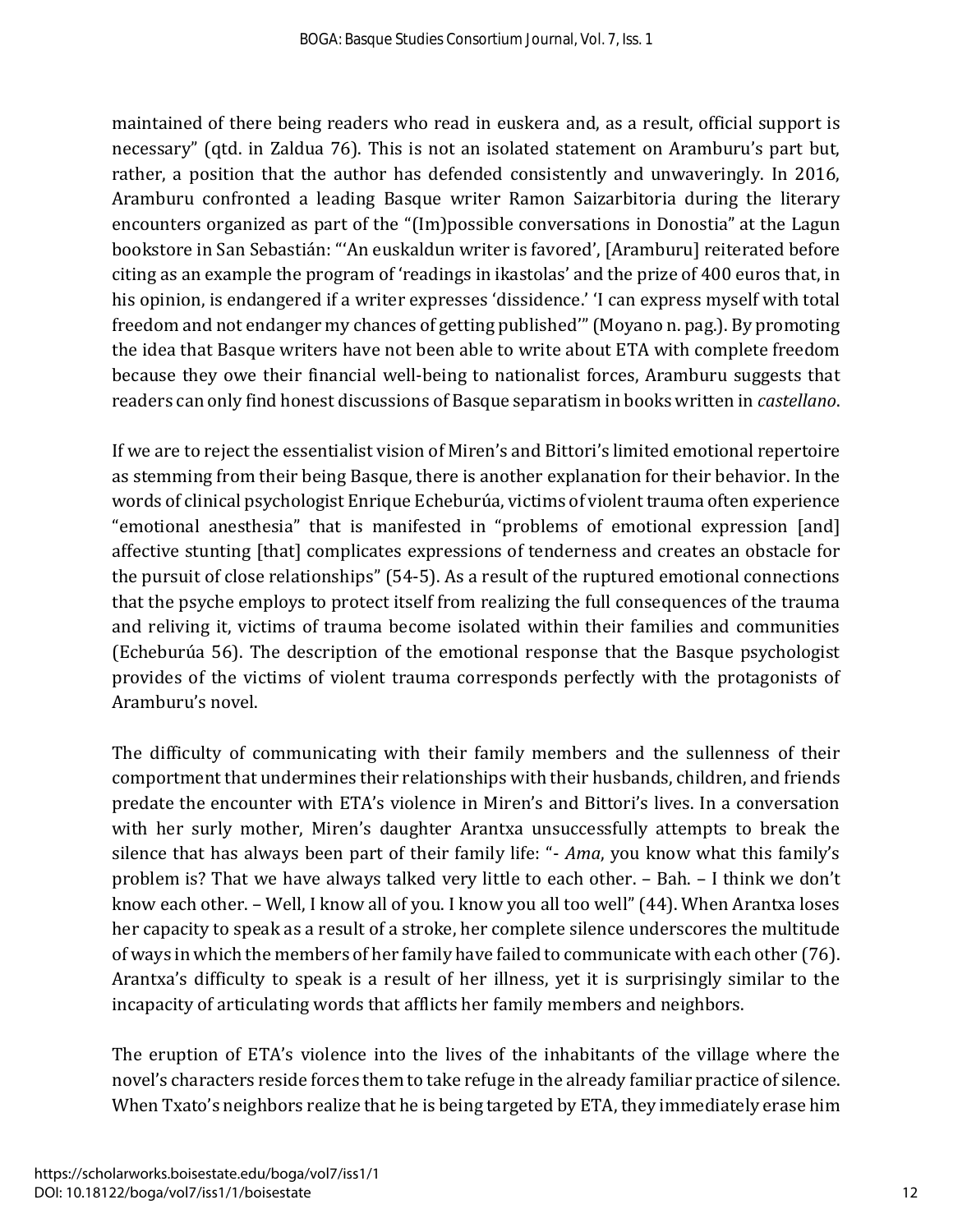maintained of there being readers who read in euskera and, as a result, official support is necessary" (qtd. in Zaldua 76). This is not an isolated statement on Aramburu's part but, rather, a position that the author has defended consistently and unwaveringly. In 2016, Aramburu confronted a leading Basque writer Ramon Saizarbitoria during the literary encounters organized as part of the "(Im)possible conversations in Donostia" at the Lagun bookstore in San Sebastián: "'An euskaldun writer is favored', [Aramburu] reiterated before citing as an example the program of 'readings in ikastolas' and the prize of 400 euros that, in his opinion, is endangered if a writer expresses 'dissidence.' 'I can express myself with total freedom and not endanger my chances of getting published'" (Moyano n. pag.). By promoting the idea that Basque writers have not been able to write about ETA with complete freedom because they owe their financial well-being to nationalist forces, Aramburu suggests that readers can only find honest discussions of Basque separatism in books written in *castellano*.

If we are to reject the essentialist vision of Miren's and Bittori's limited emotional repertoire as stemming from their being Basque, there is another explanation for their behavior. In the words of clinical psychologist Enrique Echeburúa, victims of violent trauma often experience "emotional anesthesia" that is manifested in "problems of emotional expression [and] affective stunting [that] complicates expressions of tenderness and creates an obstacle for the pursuit of close relationships" (54-5). As a result of the ruptured emotional connections that the psyche employs to protect itself from realizing the full consequences of the trauma and reliving it, victims of trauma become isolated within their families and communities (Echeburúa 56). The description of the emotional response that the Basque psychologist provides of the victims of violent trauma corresponds perfectly with the protagonists of Aramburu's novel.

The difficulty of communicating with their family members and the sullenness of their comportment that undermines their relationships with their husbands, children, and friends predate the encounter with ETA's violence in Miren's and Bittori's lives. In a conversation with her surly mother, Miren's daughter Arantxa unsuccessfully attempts to break the silence that has always been part of their family life: "- *Ama*, you know what this family's problem is? That we have always talked very little to each other. – Bah. – I think we don't know each other. – Well, I know all of you. I know you all too well" (44). When Arantxa loses her capacity to speak as a result of a stroke, her complete silence underscores the multitude of ways in which the members of her family have failed to communicate with each other (76). Arantxa's difficulty to speak is a result of her illness, yet it is surprisingly similar to the incapacity of articulating words that afflicts her family members and neighbors.

The eruption of ETA's violence into the lives of the inhabitants of the village where the novel's characters reside forces them to take refuge in the already familiar practice of silence. When Txato's neighbors realize that he is being targeted by ETA, they immediately erase him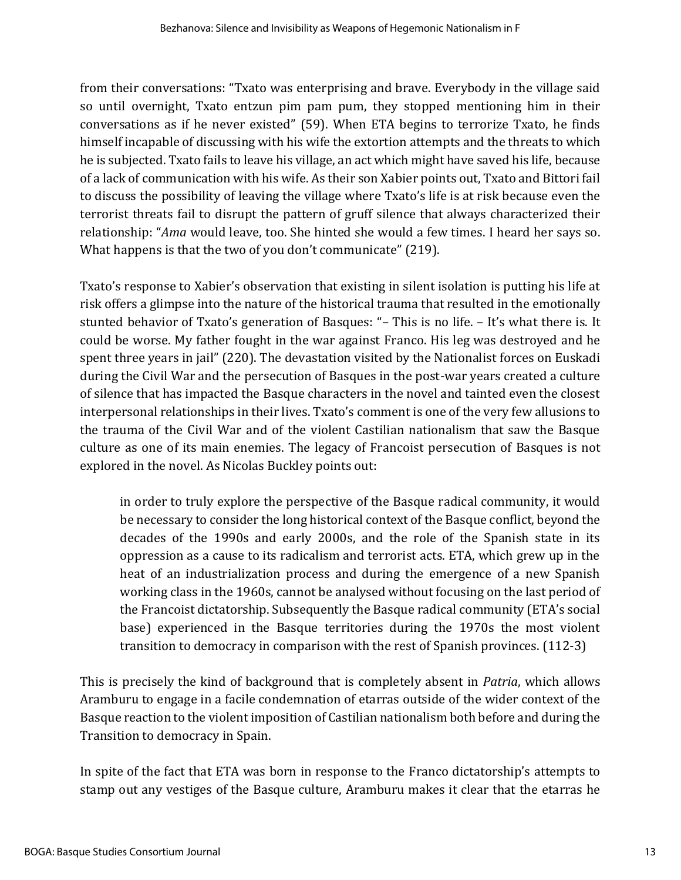from their conversations: "Txato was enterprising and brave. Everybody in the village said so until overnight, Txato entzun pim pam pum, they stopped mentioning him in their conversations as if he never existed" (59). When ETA begins to terrorize Txato, he finds himself incapable of discussing with his wife the extortion attempts and the threats to which he is subjected. Txato fails to leave his village, an act which might have saved his life, because of a lack of communication with his wife. As their son Xabier points out, Txato and Bittori fail to discuss the possibility of leaving the village where Txato's life is at risk because even the terrorist threats fail to disrupt the pattern of gruff silence that always characterized their relationship: "*Ama* would leave, too. She hinted she would a few times. I heard her says so. What happens is that the two of you don't communicate" (219).

Txato's response to Xabier's observation that existing in silent isolation is putting his life at risk offers a glimpse into the nature of the historical trauma that resulted in the emotionally stunted behavior of Txato's generation of Basques: "– This is no life. – It's what there is. It could be worse. My father fought in the war against Franco. His leg was destroyed and he spent three years in jail" (220). The devastation visited by the Nationalist forces on Euskadi during the Civil War and the persecution of Basques in the post-war years created a culture of silence that has impacted the Basque characters in the novel and tainted even the closest interpersonal relationships in their lives. Txato's comment is one of the very few allusions to the trauma of the Civil War and of the violent Castilian nationalism that saw the Basque culture as one of its main enemies. The legacy of Francoist persecution of Basques is not explored in the novel. As Nicolas Buckley points out:

> in order to truly explore the perspective of the Basque radical community, it would be necessary to consider the long historical context of the Basque conflict, beyond the decades of the 1990s and early 2000s, and the role of the Spanish state in its oppression as a cause to its radicalism and terrorist acts. ETA, which grew up in the heat of an industrialization process and during the emergence of a new Spanish working class in the 1960s, cannot be analysed without focusing on the last period of the Francoist dictatorship. Subsequently the Basque radical community (ETA's social base) experienced in the Basque territories during the 1970s the most violent transition to democracy in comparison with the rest of Spanish provinces. (112-3)

This is precisely the kind of background that is completely absent in *Patria*, which allows Aramburu to engage in a facile condemnation of etarras outside of the wider context of the Basque reaction to the violent imposition of Castilian nationalism both before and during the Transition to democracy in Spain.

In spite of the fact that ETA was born in response to the Franco dictatorship's attempts to stamp out any vestiges of the Basque culture, Aramburu makes it clear that the etarras he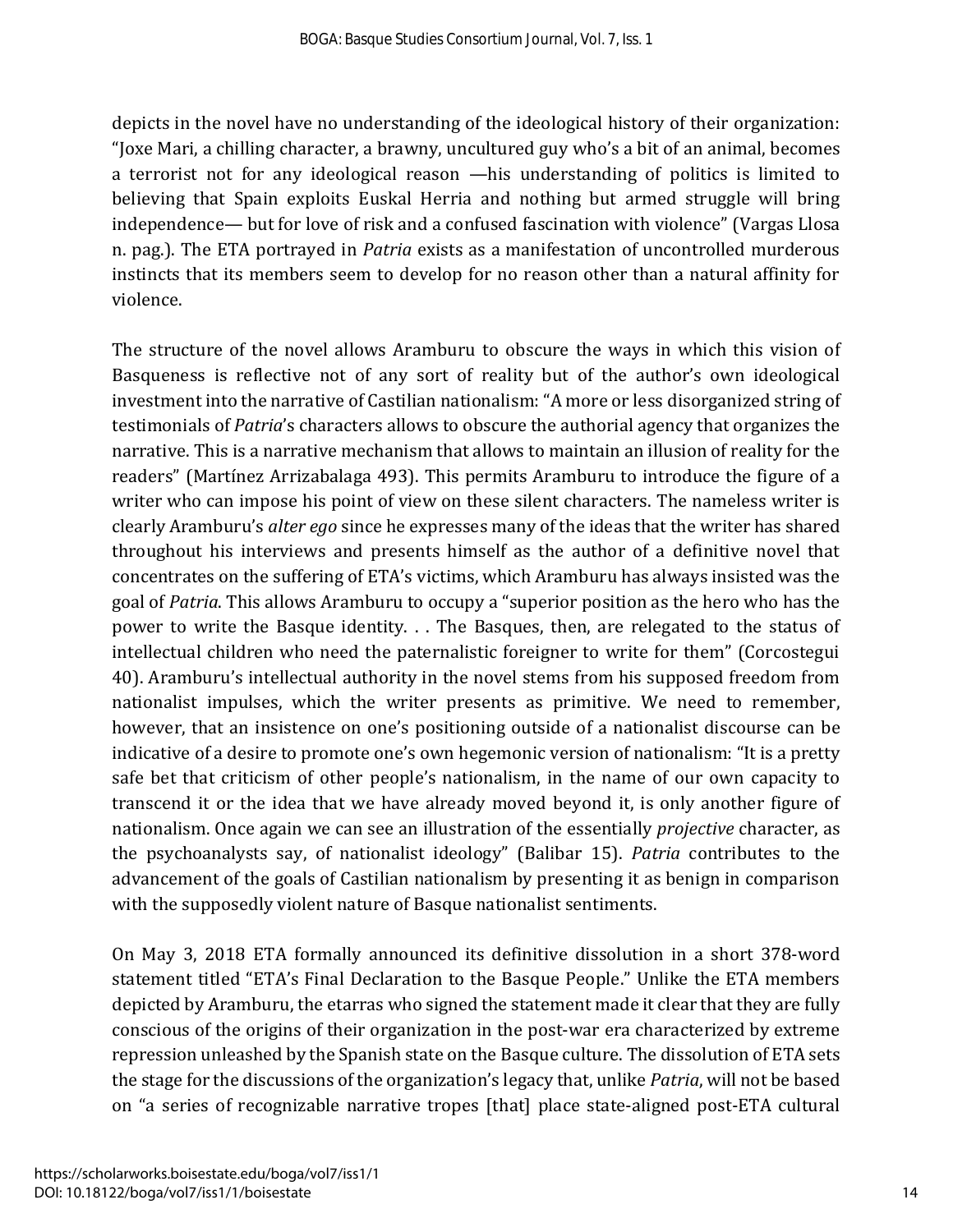depicts in the novel have no understanding of the ideological history of their organization: "Joxe Mari, a chilling character, a brawny, uncultured guy who's a bit of an animal, becomes a terrorist not for any ideological reason —his understanding of politics is limited to believing that Spain exploits Euskal Herria and nothing but armed struggle will bring independence— but for love of risk and a confused fascination with violence" (Vargas Llosa n. pag.). The ETA portrayed in *Patria* exists as a manifestation of uncontrolled murderous instincts that its members seem to develop for no reason other than a natural affinity for violence.

The structure of the novel allows Aramburu to obscure the ways in which this vision of Basqueness is reflective not of any sort of reality but of the author's own ideological investment into the narrative of Castilian nationalism: "A more or less disorganized string of testimonials of *Patria*'s characters allows to obscure the authorial agency that organizes the narrative. This is a narrative mechanism that allows to maintain an illusion of reality for the readers" (Martínez Arrizabalaga 493). This permits Aramburu to introduce the figure of a writer who can impose his point of view on these silent characters. The nameless writer is clearly Aramburu's *alter ego* since he expresses many of the ideas that the writer has shared throughout his interviews and presents himself as the author of a definitive novel that concentrates on the suffering of ETA's victims, which Aramburu has always insisted was the goal of *Patria*. This allows Aramburu to occupy a "superior position as the hero who has the power to write the Basque identity. . . The Basques, then, are relegated to the status of intellectual children who need the paternalistic foreigner to write for them" (Corcostegui 40). Aramburu's intellectual authority in the novel stems from his supposed freedom from nationalist impulses, which the writer presents as primitive. We need to remember, however, that an insistence on one's positioning outside of a nationalist discourse can be indicative of a desire to promote one's own hegemonic version of nationalism: "It is a pretty safe bet that criticism of other people's nationalism, in the name of our own capacity to transcend it or the idea that we have already moved beyond it, is only another figure of nationalism. Once again we can see an illustration of the essentially *projective* character, as the psychoanalysts say, of nationalist ideology" (Balibar 15). *Patria* contributes to the advancement of the goals of Castilian nationalism by presenting it as benign in comparison with the supposedly violent nature of Basque nationalist sentiments.

On May 3, 2018 ETA formally announced its definitive dissolution in a short 378-word statement titled "ETA's Final Declaration to the Basque People." Unlike the ETA members depicted by Aramburu, the etarras who signed the statement made it clear that they are fully conscious of the origins of their organization in the post-war era characterized by extreme repression unleashed by the Spanish state on the Basque culture. The dissolution of ETA sets the stage for the discussions of the organization's legacy that, unlike *Patria*, will not be based on "a series of recognizable narrative tropes [that] place state-aligned post-ETA cultural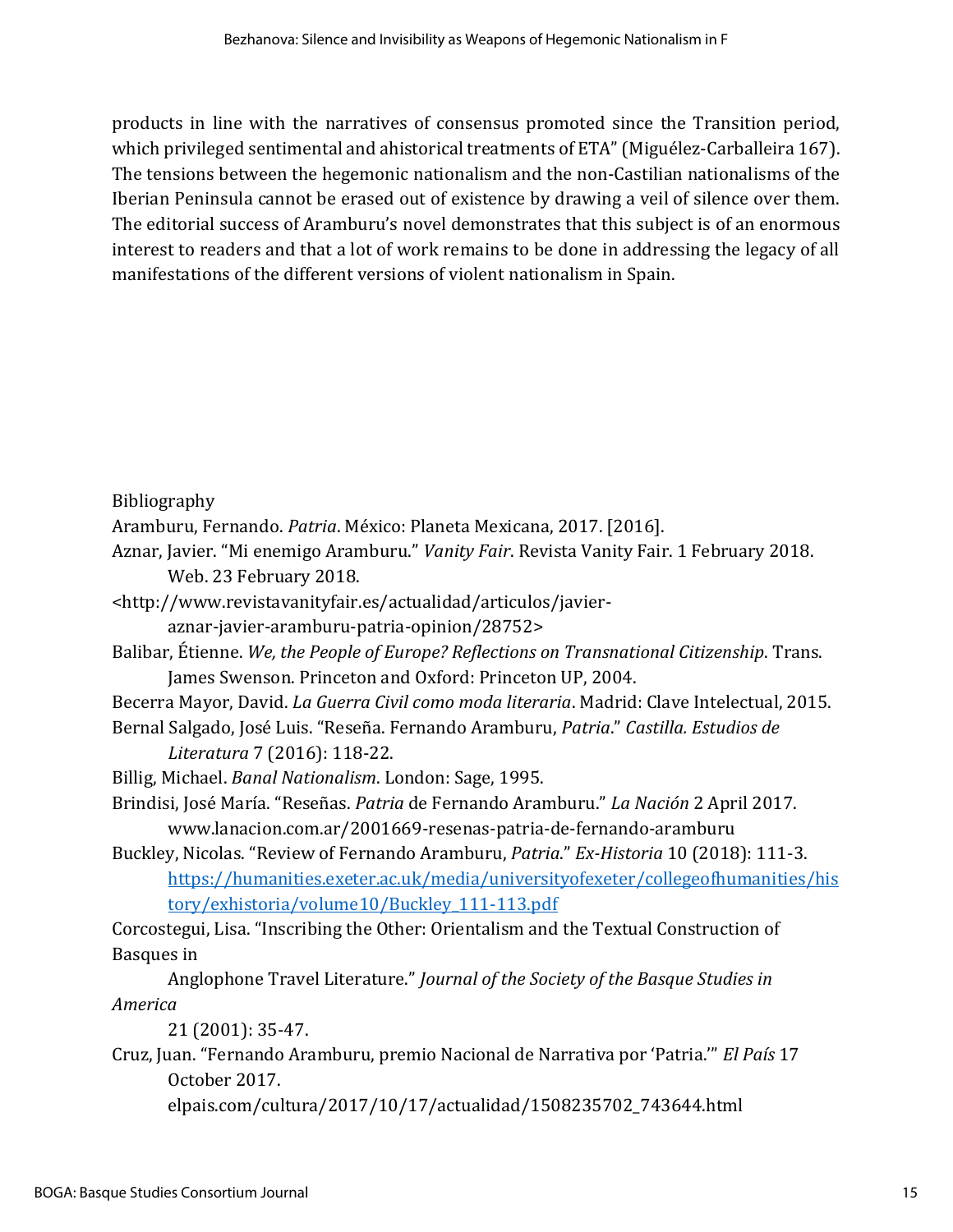products in line with the narratives of consensus promoted since the Transition period, which privileged sentimental and ahistorical treatments of ETA" (Miguélez-Carballeira 167). The tensions between the hegemonic nationalism and the non-Castilian nationalisms of the Iberian Peninsula cannot be erased out of existence by drawing a veil of silence over them. The editorial success of Aramburu's novel demonstrates that this subject is of an enormous interest to readers and that a lot of work remains to be done in addressing the legacy of all manifestations of the different versions of violent nationalism in Spain.

Bibliography

Aramburu, Fernando. *Patria*. México: Planeta Mexicana, 2017. [2016].

Aznar, Javier. "Mi enemigo Aramburu." *Vanity Fair*. Revista Vanity Fair. 1 February 2018. Web. 23 February 2018. <http://www.revistavanityfair.es/actualidad/articulos/javier-aznar-javier-aramburu-patria-opinion/28752>

Balibar, Étienne. *We, the People of Europe? Reflections on Transnational Citizenship*. Trans. James Swenson. Princeton and Oxford: Princeton UP, 2004.

Becerra Mayor, David. *La Guerra Civil como moda literaria*. Madrid: Clave Intelectual, 2015.

Bernal Salgado, José Luis. "Reseña. Fernando Aramburu, *Patria*." *Castilla. Estudios de Literatura* 7 (2016): 118-22.

Billig, Michael. *Banal Nationalism*. London: Sage, 1995.

Brindisi, José María. "Reseñas. *Patria* de Fernando Aramburu." *La Nación* 2 April 2017. www.lanacion.com.ar/2001669-resenas-patria-de-fernando-aramburu

Buckley, Nicolas. "Review of Fernando Aramburu, *Patria*." *Ex-Historia* 10 (2018): 111-3. https://humanities.exeter.ac.uk/media/universityofexeter/collegeofhumanities/history/exhistoria/volume10/Buckley_111-113.pdf

Corcostegui, Lisa. "Inscribing the Other: Orientalism and the Textual Construction of Basques in Anglophone Travel Literature." *Journal of the Society of the Basque Studies in America* 21 (2001): 35-47.

Cruz, Juan. "Fernando Aramburu, premio Nacional de Narrativa por 'Patria.'" *El País* 17 October 2017. elpais.com/cultura/2017/10/17/actualidad/1508235702_743644.html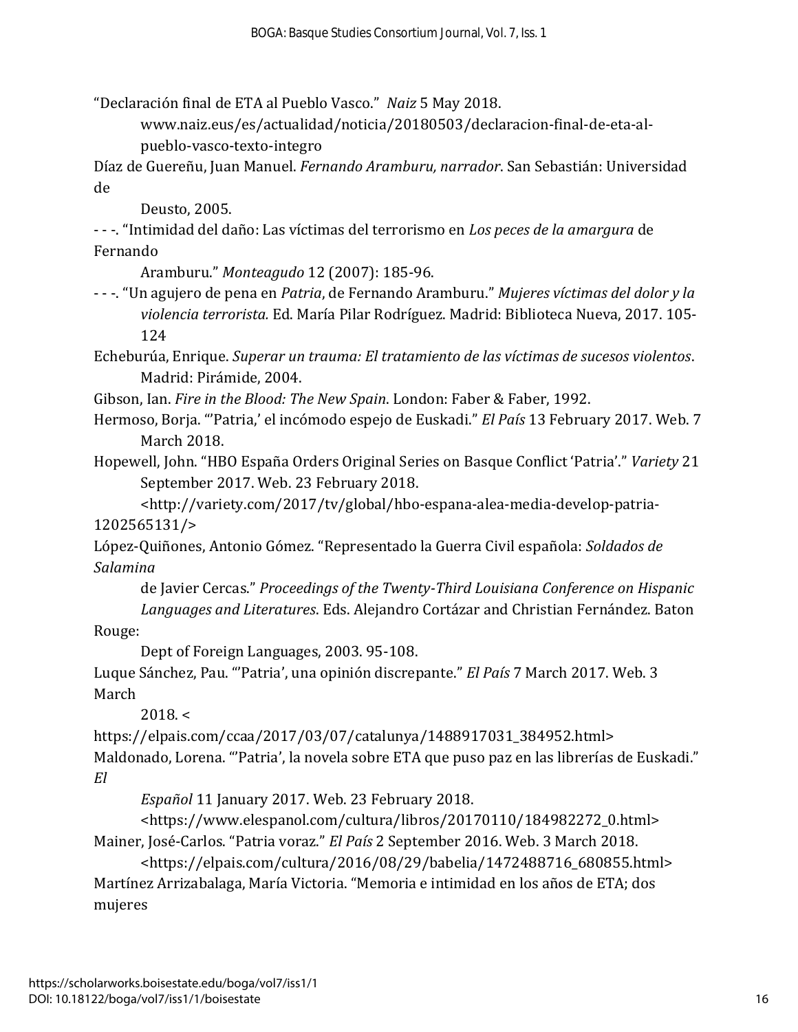"Declaración final de ETA al Pueblo Vasco." *Naiz* 5 May 2018. www.naiz.eus/es/actualidad/noticia/20180503/declaracion-final-de-eta-al-pueblo-vasco-texto-integro

Díaz de Guereñu, Juan Manuel. *Fernando Aramburu, narrador*. San Sebastián: Universidad de Deusto, 2005.

- - -. "Intimidad del daño: Las víctimas del terrorismo en *Los peces de la amargura* de Fernando Aramburu." *Monteagudo* 12 (2007): 185-96.

- - -. "Un agujero de pena en *Patria*, de Fernando Aramburu." *Mujeres víctimas del dolor y la violencia terrorista.* Ed. María Pilar Rodríguez. Madrid: Biblioteca Nueva, 2017. 105-124

Echeburúa, Enrique. *Superar un trauma: El tratamiento de las víctimas de sucesos violentos*. Madrid: Pirámide, 2004.

Gibson, Ian. *Fire in the Blood: The New Spain*. London: Faber & Faber, 1992.

Hermoso, Borja. "'Patria,' el incómodo espejo de Euskadi." *El País* 13 February 2017. Web. 7 March 2018.

Hopewell, John. "HBO España Orders Original Series on Basque Conflict 'Patria'." *Variety* 21 September 2017. Web. 23 February 2018. <http://variety.com/2017/tv/global/hbo-espana-alea-media-develop-patria-1202565131/>

López-Quiñones, Antonio Gómez. "Representado la Guerra Civil española: *Soldados de Salamina* de Javier Cercas." *Proceedings of the Twenty-Third Louisiana Conference on Hispanic Languages and Literatures*. Eds. Alejandro Cortázar and Christian Fernández. Baton Rouge: Dept of Foreign Languages, 2003. 95-108.

Luque Sánchez, Pau. "'Patria', una opinión discrepante." *El País* 7 March 2017. Web. 3 March 2018. < https://elpais.com/ccaa/2017/03/07/catalunya/1488917031_384952.html>

Maldonado, Lorena. "'Patria', la novela sobre ETA que puso paz en las librerías de Euskadi." *El Español* 11 January 2017. Web. 23 February 2018. <https://www.elespanol.com/cultura/libros/20170110/184982272_0.html>

Mainer, José-Carlos. "Patria voraz." *El País* 2 September 2016. Web. 3 March 2018. <https://elpais.com/cultura/2016/08/29/babelia/1472488716_680855.html>

Martínez Arrizabalaga, María Victoria. "Memoria e intimidad en los años de ETA; dos mujeres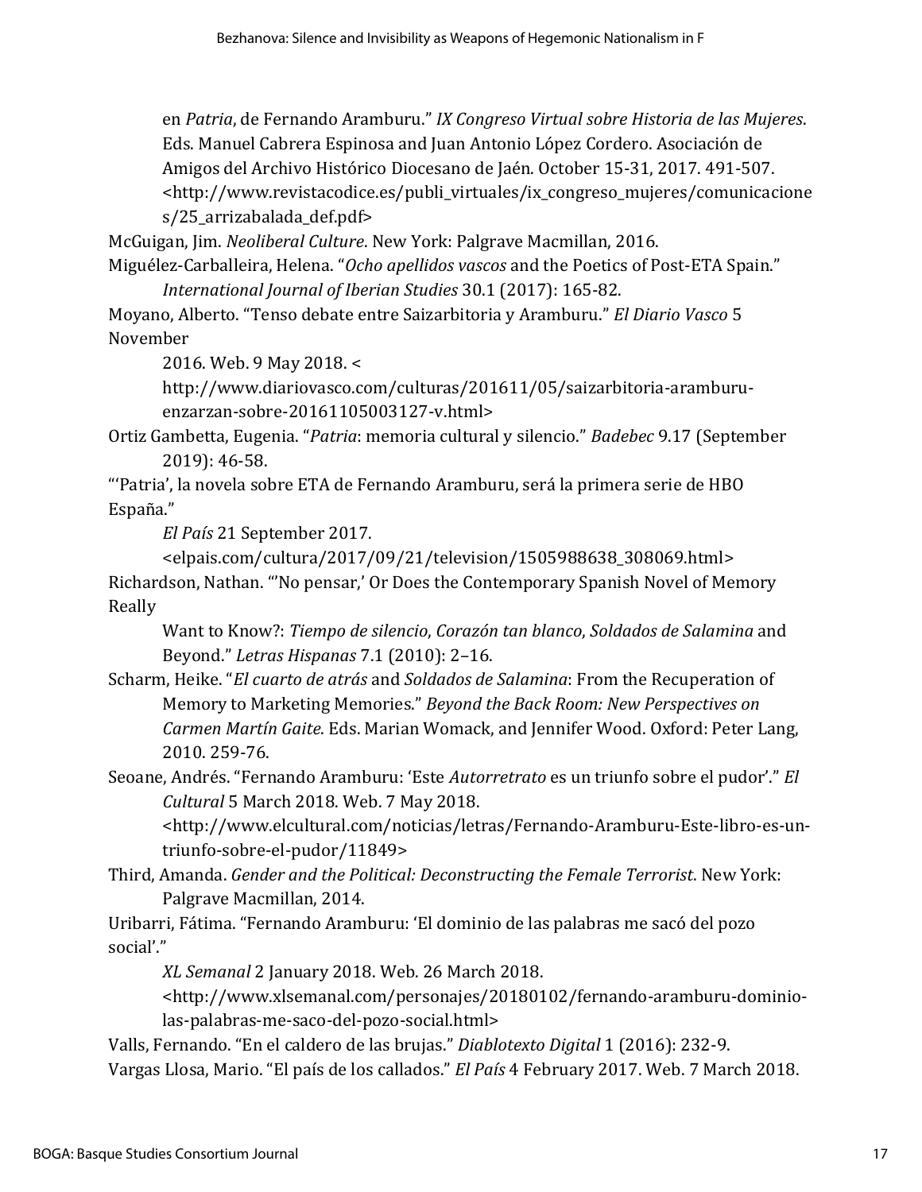en *Patria*, de Fernando Aramburu." *IX Congreso Virtual sobre Historia de las Mujeres*. Eds. Manuel Cabrera Espinosa and Juan Antonio López Cordero. Asociación de Amigos del Archivo Histórico Diocesano de Jaén. October 15-31, 2017. 491-507. <http://www.revistacodice.es/publi_virtuales/ix_congreso_mujeres/comunicaciones/25_arrizabalada_def.pdf>

McGuigan, Jim. *Neoliberal Culture*. New York: Palgrave Macmillan, 2016.

Miguélez-Carballeira, Helena. "*Ocho apellidos vascos* and the Poetics of Post-ETA Spain." *International Journal of Iberian Studies* 30.1 (2017): 165-82.

Moyano, Alberto. "Tenso debate entre Saizarbitoria y Aramburu." *El Diario Vasco* 5 November 2016. Web. 9 May 2018. < http://www.diariovasco.com/culturas/201611/05/saizarbitoria-aramburu-enzarzan-sobre-20161105003127-v.html>

Ortiz Gambetta, Eugenia. "*Patria*: memoria cultural y silencio." *Badebec* 9.17 (September 2019): 46-58.

"'Patria', la novela sobre ETA de Fernando Aramburu, será la primera serie de HBO España." *El País* 21 September 2017. <elpais.com/cultura/2017/09/21/television/1505988638_308069.html>

Richardson, Nathan. "'No pensar,' Or Does the Contemporary Spanish Novel of Memory Really Want to Know?: *Tiempo de silencio*, *Corazón tan blanco*, *Soldados de Salamina* and Beyond." *Letras Hispanas* 7.1 (2010): 2–16.

Scharm, Heike. "*El cuarto de atrás* and *Soldados de Salamina*: From the Recuperation of Memory to Marketing Memories." *Beyond the Back Room: New Perspectives on Carmen Martín Gaite*. Eds. Marian Womack, and Jennifer Wood. Oxford: Peter Lang, 2010. 259-76.

Seoane, Andrés. "Fernando Aramburu: 'Este *Autorretrato* es un triunfo sobre el pudor'." *El Cultural* 5 March 2018. Web. 7 May 2018. <http://www.elcultural.com/noticias/letras/Fernando-Aramburu-Este-libro-es-un-triunfo-sobre-el-pudor/11849>

Third, Amanda. *Gender and the Political: Deconstructing the Female Terrorist*. New York: Palgrave Macmillan, 2014.

Uribarri, Fátima. "Fernando Aramburu: 'El dominio de las palabras me sacó del pozo social'." *XL Semanal* 2 January 2018. Web. 26 March 2018. <http://www.xlsemanal.com/personajes/20180102/fernando-aramburu-dominio-las-palabras-me-saco-del-pozo-social.html>

Valls, Fernando. "En el caldero de las brujas." *Diablotexto Digital* 1 (2016): 232-9.

Vargas Llosa, Mario. "El país de los callados." *El País* 4 February 2017. Web. 7 March 2018.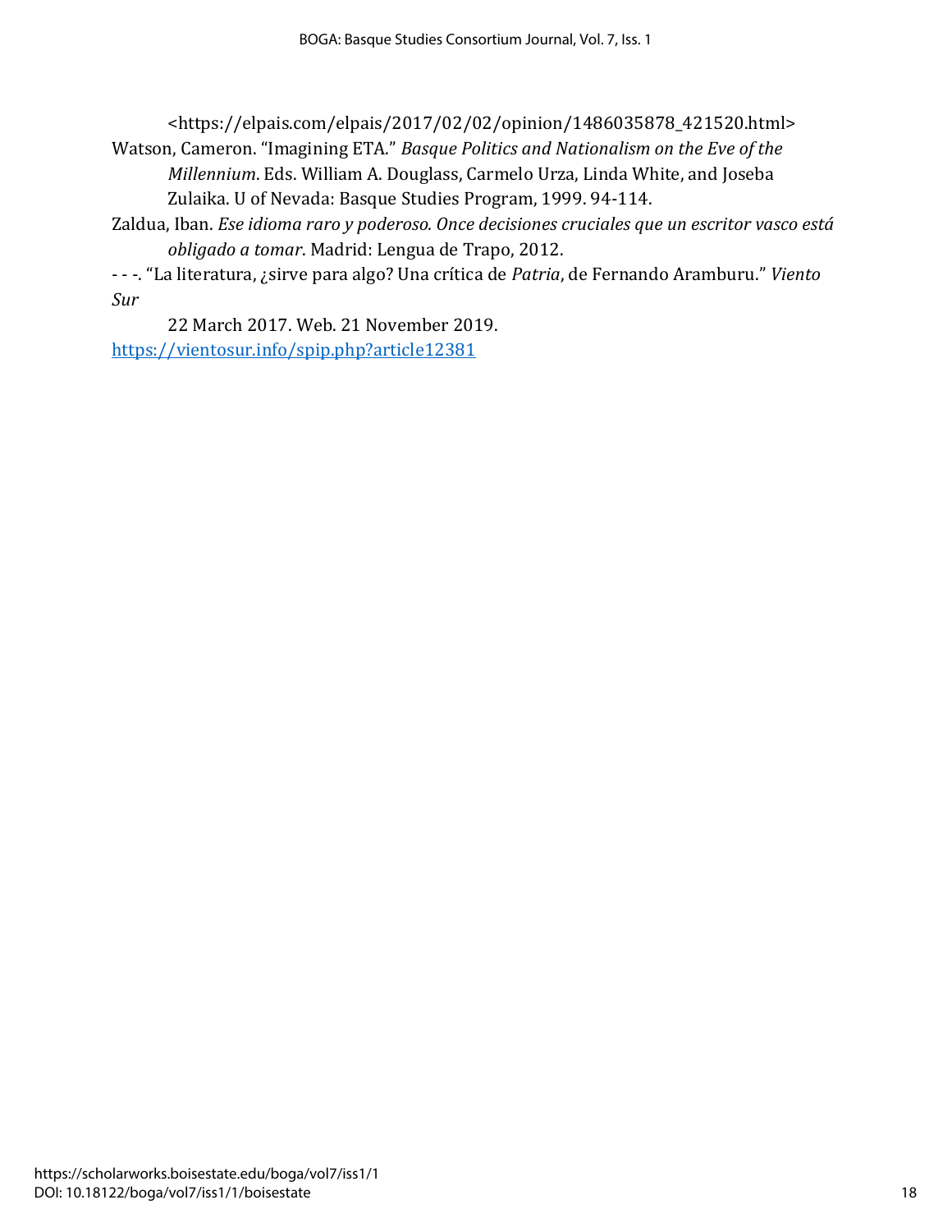<https://elpais.com/elpais/2017/02/02/opinion/1486035878_421520.html>

Watson, Cameron. "Imagining ETA." *Basque Politics and Nationalism on the Eve of the Millennium*. Eds. William A. Douglass, Carmelo Urza, Linda White, and Joseba Zulaika. U of Nevada: Basque Studies Program, 1999. 94-114.

Zaldua, Iban. *Ese idioma raro y poderoso. Once decisiones cruciales que un escritor vasco está obligado a tomar*. Madrid: Lengua de Trapo, 2012.

- - -. "La literatura, ¿sirve para algo? Una crítica de *Patria*, de Fernando Aramburu." *Viento Sur*

22 March 2017. Web. 21 November 2019.

https://vientosur.info/spip.php?article12381